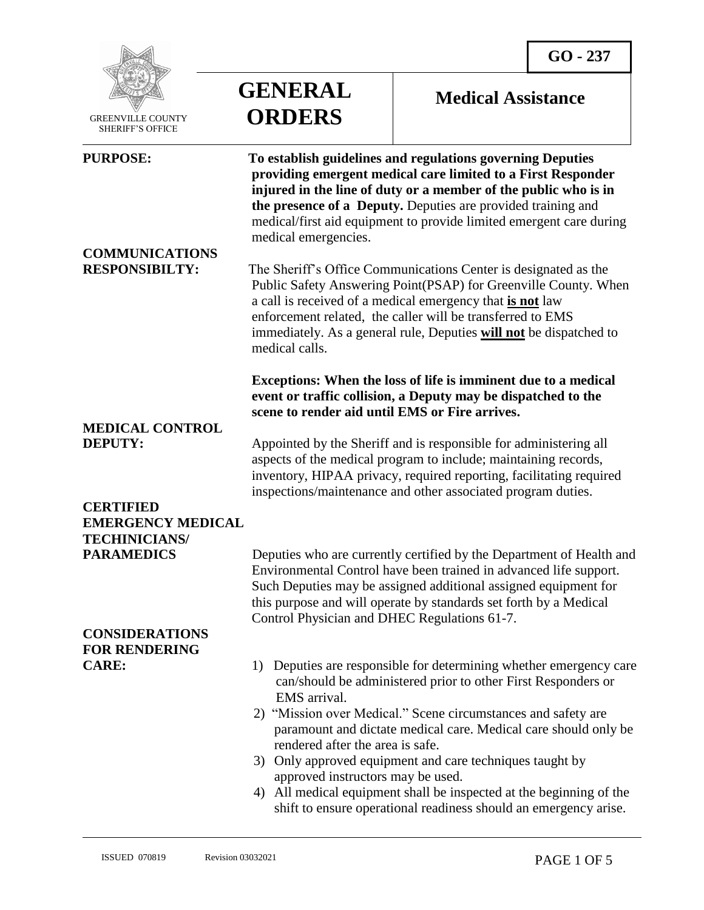GO - 237

GREENVILLE COUNTY SHERIFF'S OFFICE

# GENERAL ORDERS

## Medical Assistance

**PURPOSE:** **To establish guidelines and regulations governing Deputies providing emergent medical care limited to a First Responder injured in the line of duty or a member of the public who is in the presence of a Deputy.** Deputies are provided training and medical/first aid equipment to provide limited emergent care during medical emergencies.

**COMMUNICATIONS RESPONSIBILTY:** The Sheriff's Office Communications Center is designated as the Public Safety Answering Point(PSAP) for Greenville County. When a call is received of a medical emergency that **is not** law enforcement related, the caller will be transferred to EMS immediately. As a general rule, Deputies **will not** be dispatched to medical calls.

**Exceptions: When the loss of life is imminent due to a medical event or traffic collision, a Deputy may be dispatched to the scene to render aid until EMS or Fire arrives.**

**MEDICAL CONTROL DEPUTY:** Appointed by the Sheriff and is responsible for administering all aspects of the medical program to include; maintaining records, inventory, HIPAA privacy, required reporting, facilitating required inspections/maintenance and other associated program duties.

**CERTIFIED EMERGENCY MEDICAL TECHINICIANS/ PARAMEDICS** Deputies who are currently certified by the Department of Health and Environmental Control have been trained in advanced life support. Such Deputies may be assigned additional assigned equipment for this purpose and will operate by standards set forth by a Medical Control Physician and DHEC Regulations 61-7.

**CONSIDERATIONS FOR RENDERING CARE:**

1) Deputies are responsible for determining whether emergency care can/should be administered prior to other First Responders or EMS arrival.
2) "Mission over Medical." Scene circumstances and safety are paramount and dictate medical care. Medical care should only be rendered after the area is safe.
3) Only approved equipment and care techniques taught by approved instructors may be used.
4) All medical equipment shall be inspected at the beginning of the shift to ensure operational readiness should an emergency arise.

ISSUED 070819 Revision 03032021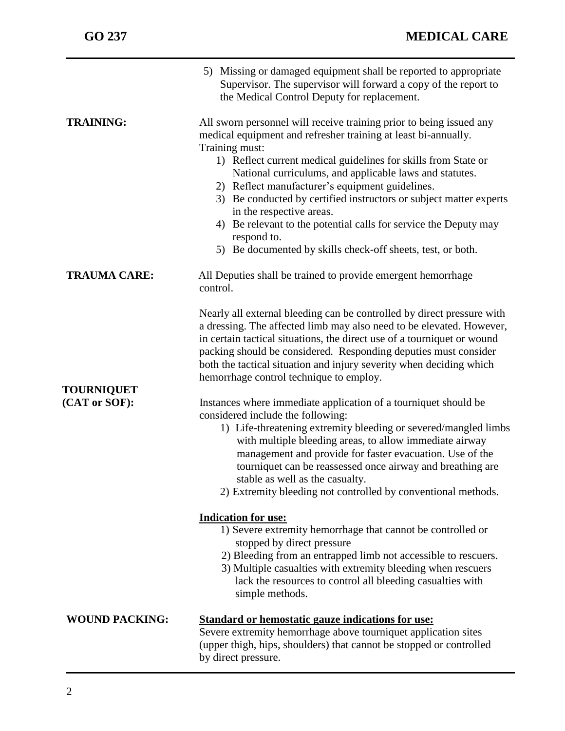5) Missing or damaged equipment shall be reported to appropriate Supervisor. The supervisor will forward a copy of the report to the Medical Control Deputy for replacement.

**TRAINING:**

All sworn personnel will receive training prior to being issued any medical equipment and refresher training at least bi-annually. Training must:

1) Reflect current medical guidelines for skills from State or National curriculums, and applicable laws and statutes.
2) Reflect manufacturer's equipment guidelines.
3) Be conducted by certified instructors or subject matter experts in the respective areas.
4) Be relevant to the potential calls for service the Deputy may respond to.
5) Be documented by skills check-off sheets, test, or both.

**TRAUMA CARE:**

All Deputies shall be trained to provide emergent hemorrhage control.

Nearly all external bleeding can be controlled by direct pressure with a dressing. The affected limb may also need to be elevated. However, in certain tactical situations, the direct use of a tourniquet or wound packing should be considered. Responding deputies must consider both the tactical situation and injury severity when deciding which hemorrhage control technique to employ.

**TOURNIQUET (CAT or SOF):**

Instances where immediate application of a tourniquet should be considered include the following:

1) Life-threatening extremity bleeding or severed/mangled limbs with multiple bleeding areas, to allow immediate airway management and provide for faster evacuation. Use of the tourniquet can be reassessed once airway and breathing are stable as well as the casualty.
2) Extremity bleeding not controlled by conventional methods.

**Indication for use:**

1) Severe extremity hemorrhage that cannot be controlled or stopped by direct pressure
2) Bleeding from an entrapped limb not accessible to rescuers.
3) Multiple casualties with extremity bleeding when rescuers lack the resources to control all bleeding casualties with simple methods.

**WOUND PACKING:**

**Standard or hemostatic gauze indications for use:**

Severe extremity hemorrhage above tourniquet application sites (upper thigh, hips, shoulders) that cannot be stopped or controlled by direct pressure.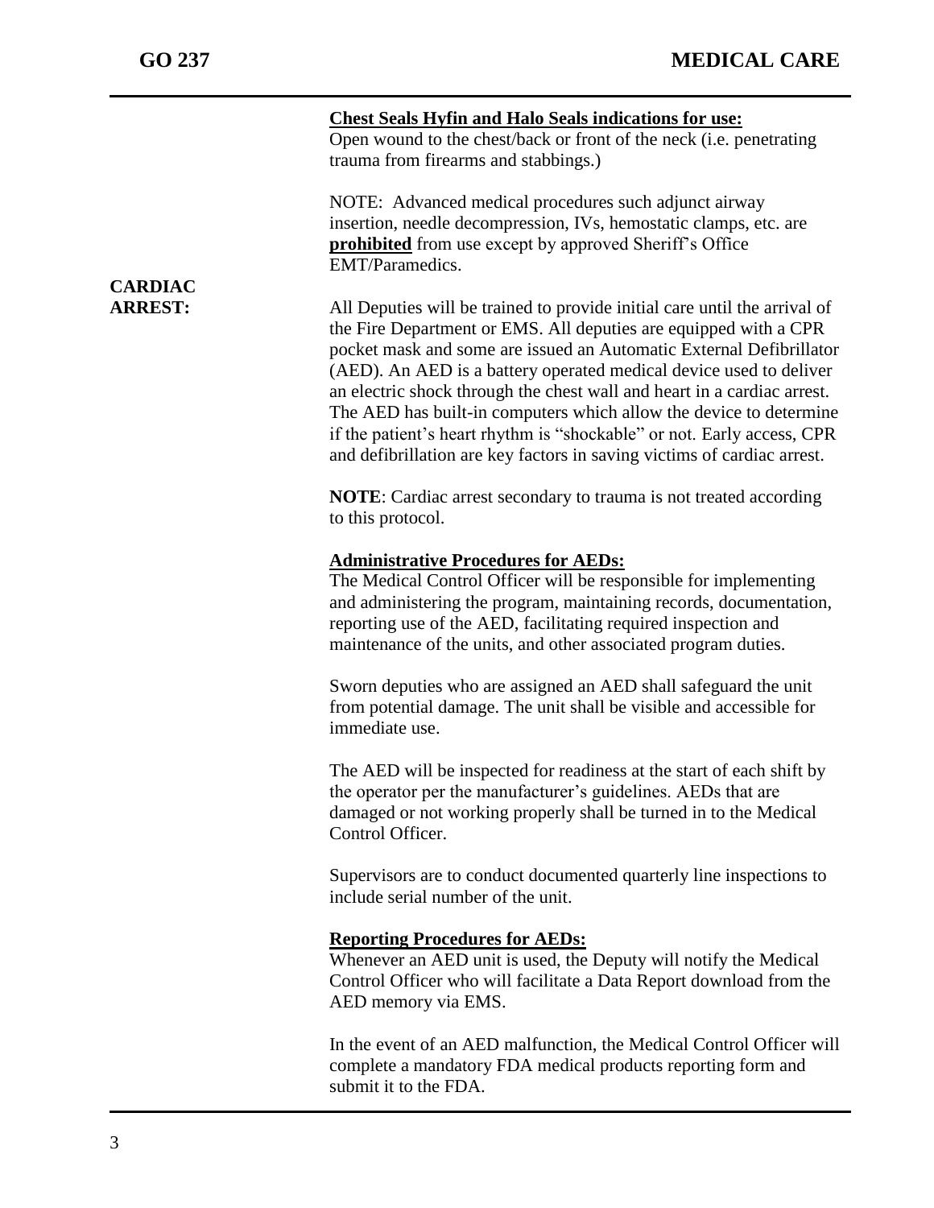**Chest Seals Hyfin and Halo Seals indications for use:**
Open wound to the chest/back or front of the neck (i.e. penetrating trauma from firearms and stabbings.)

NOTE: Advanced medical procedures such adjunct airway insertion, needle decompression, IVs, hemostatic clamps, etc. are **prohibited** from use except by approved Sheriff's Office EMT/Paramedics.

## CARDIAC ARREST:

All Deputies will be trained to provide initial care until the arrival of the Fire Department or EMS. All deputies are equipped with a CPR pocket mask and some are issued an Automatic External Defibrillator (AED). An AED is a battery operated medical device used to deliver an electric shock through the chest wall and heart in a cardiac arrest. The AED has built-in computers which allow the device to determine if the patient's heart rhythm is "shockable" or not. Early access, CPR and defibrillation are key factors in saving victims of cardiac arrest.

**NOTE**: Cardiac arrest secondary to trauma is not treated according to this protocol.

**Administrative Procedures for AEDs:**
The Medical Control Officer will be responsible for implementing and administering the program, maintaining records, documentation, reporting use of the AED, facilitating required inspection and maintenance of the units, and other associated program duties.

Sworn deputies who are assigned an AED shall safeguard the unit from potential damage. The unit shall be visible and accessible for immediate use.

The AED will be inspected for readiness at the start of each shift by the operator per the manufacturer's guidelines. AEDs that are damaged or not working properly shall be turned in to the Medical Control Officer.

Supervisors are to conduct documented quarterly line inspections to include serial number of the unit.

**Reporting Procedures for AEDs:**
Whenever an AED unit is used, the Deputy will notify the Medical Control Officer who will facilitate a Data Report download from the AED memory via EMS.

In the event of an AED malfunction, the Medical Control Officer will complete a mandatory FDA medical products reporting form and submit it to the FDA.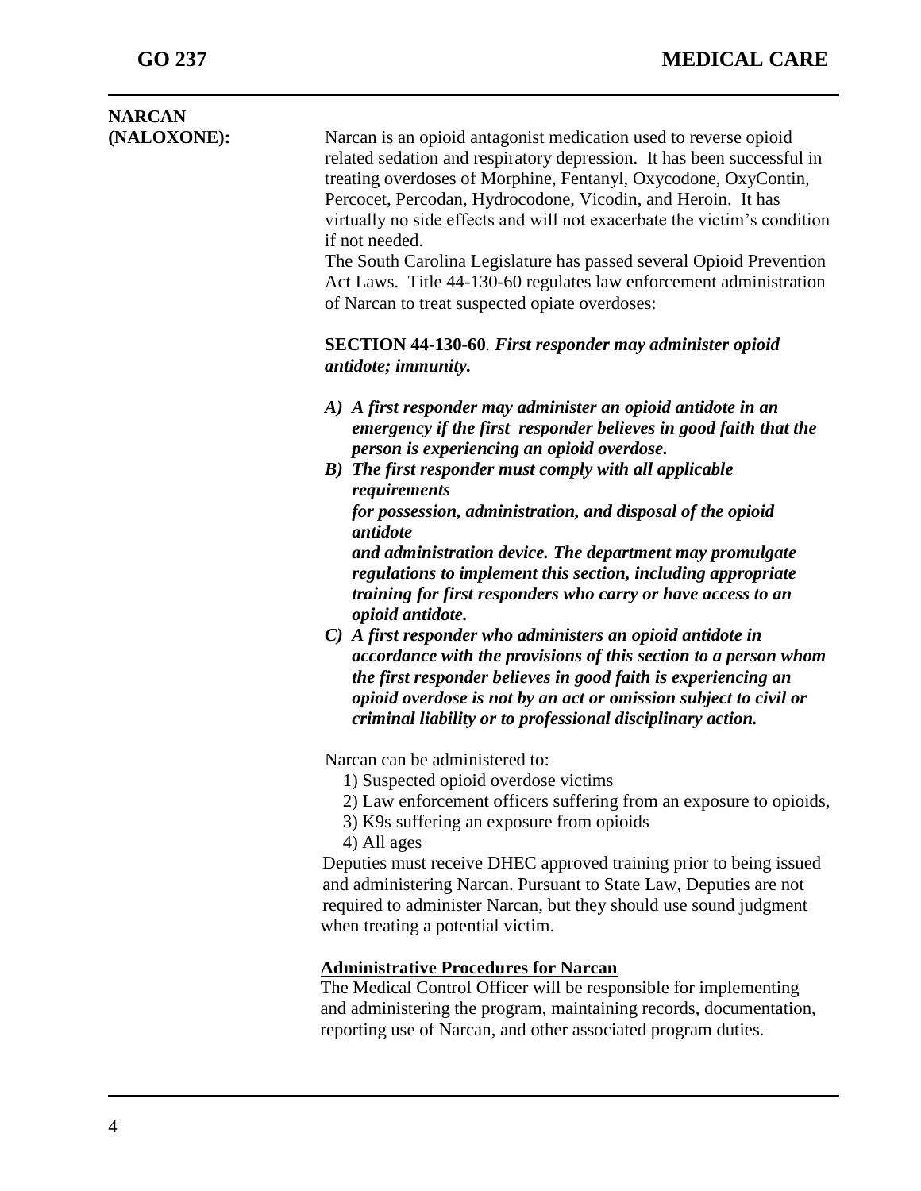## NARCAN (NALOXONE):

Narcan is an opioid antagonist medication used to reverse opioid related sedation and respiratory depression. It has been successful in treating overdoses of Morphine, Fentanyl, Oxycodone, OxyContin, Percocet, Percodan, Hydrocodone, Vicodin, and Heroin. It has virtually no side effects and will not exacerbate the victim's condition if not needed.

The South Carolina Legislature has passed several Opioid Prevention Act Laws. Title 44-130-60 regulates law enforcement administration of Narcan to treat suspected opiate overdoses:

**SECTION 44-130-60**. ***First responder may administer opioid antidote; immunity.***

***A) A first responder may administer an opioid antidote in an emergency if the first responder believes in good faith that the person is experiencing an opioid overdose.***

***B) The first responder must comply with all applicable requirements for possession, administration, and disposal of the opioid antidote and administration device. The department may promulgate regulations to implement this section, including appropriate training for first responders who carry or have access to an opioid antidote.***

***C) A first responder who administers an opioid antidote in accordance with the provisions of this section to a person whom the first responder believes in good faith is experiencing an opioid overdose is not by an act or omission subject to civil or criminal liability or to professional disciplinary action.***

Narcan can be administered to:

1) Suspected opioid overdose victims
2) Law enforcement officers suffering from an exposure to opioids,
3) K9s suffering an exposure from opioids
4) All ages

Deputies must receive DHEC approved training prior to being issued and administering Narcan. Pursuant to State Law, Deputies are not required to administer Narcan, but they should use sound judgment when treating a potential victim.

**<u>Administrative Procedures for Narcan</u>**

The Medical Control Officer will be responsible for implementing and administering the program, maintaining records, documentation, reporting use of Narcan, and other associated program duties.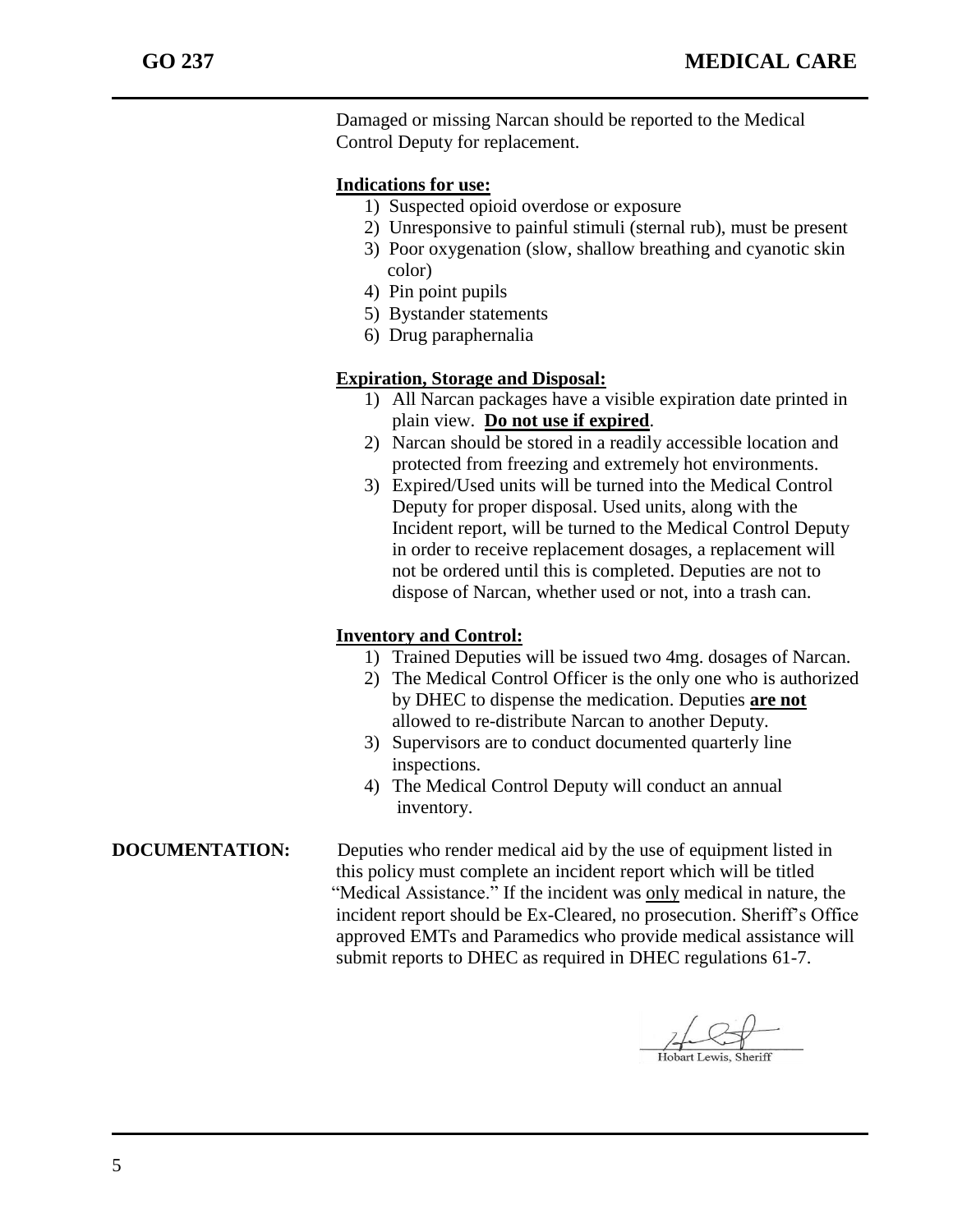Damaged or missing Narcan should be reported to the Medical Control Deputy for replacement.

**Indications for use:**

1) Suspected opioid overdose or exposure
2) Unresponsive to painful stimuli (sternal rub), must be present
3) Poor oxygenation (slow, shallow breathing and cyanotic skin color)
4) Pin point pupils
5) Bystander statements
6) Drug paraphernalia

**Expiration, Storage and Disposal:**

1) All Narcan packages have a visible expiration date printed in plain view. **Do not use if expired**.
2) Narcan should be stored in a readily accessible location and protected from freezing and extremely hot environments.
3) Expired/Used units will be turned into the Medical Control Deputy for proper disposal. Used units, along with the Incident report, will be turned to the Medical Control Deputy in order to receive replacement dosages, a replacement will not be ordered until this is completed. Deputies are not to dispose of Narcan, whether used or not, into a trash can.

**Inventory and Control:**

1) Trained Deputies will be issued two 4mg. dosages of Narcan.
2) The Medical Control Officer is the only one who is authorized by DHEC to dispense the medication. Deputies **are not** allowed to re-distribute Narcan to another Deputy.
3) Supervisors are to conduct documented quarterly line inspections.
4) The Medical Control Deputy will conduct an annual inventory.

**DOCUMENTATION:** Deputies who render medical aid by the use of equipment listed in this policy must complete an incident report which will be titled "Medical Assistance." If the incident was only medical in nature, the incident report should be Ex-Cleared, no prosecution. Sheriff's Office approved EMTs and Paramedics who provide medical assistance will submit reports to DHEC as required in DHEC regulations 61-7.

Hobart Lewis, Sheriff